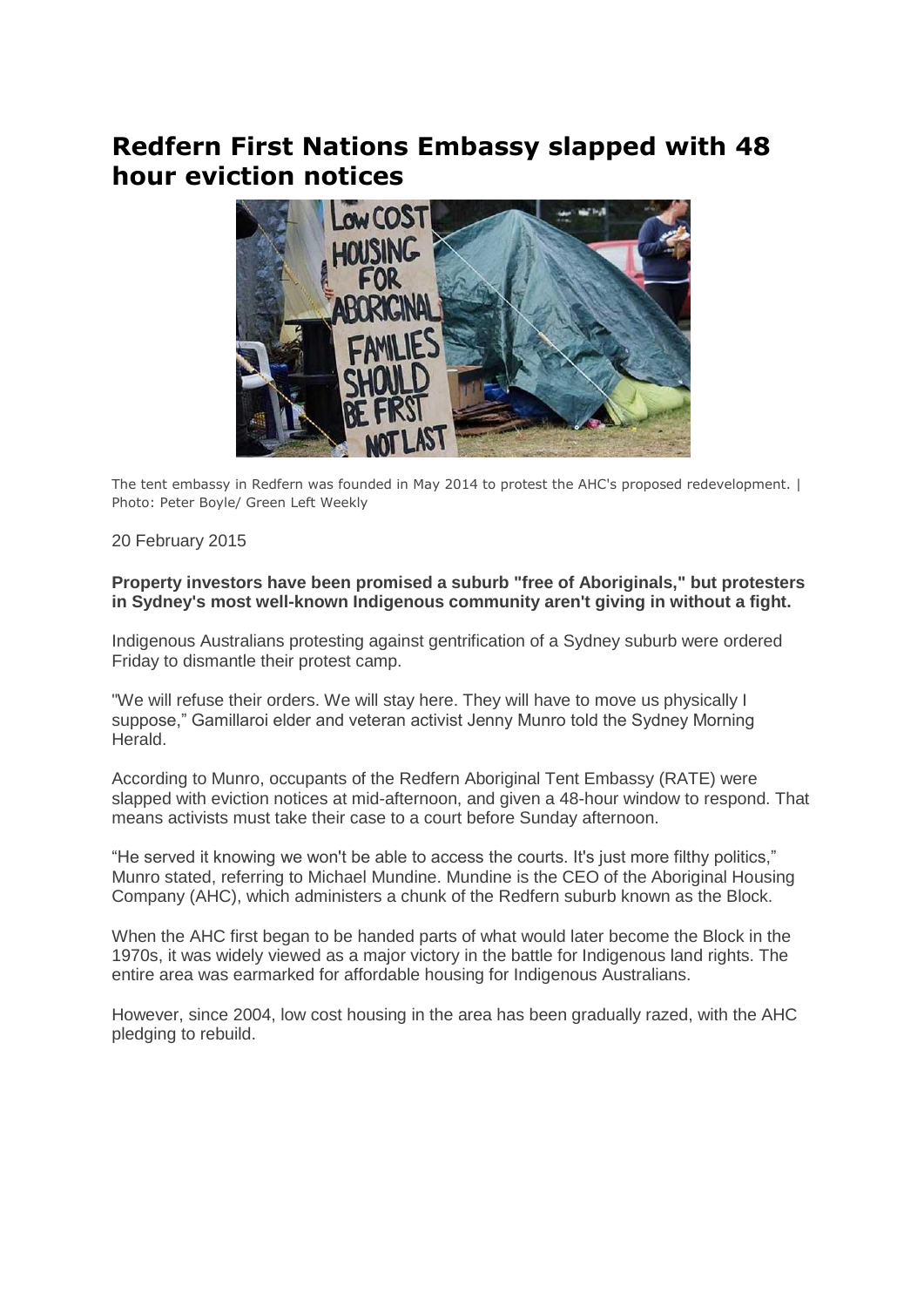# Redfern First Nations Embassy slapped with 48 hour eviction notices

The tent embassy in Redfern was founded in May 2014 to protest the AHC's proposed redevelopment. | Photo: Peter Boyle/ Green Left Weekly

20 February 2015

**Property investors have been promised a suburb "free of Aboriginals," but protesters in Sydney's most well-known Indigenous community aren't giving in without a fight.**

Indigenous Australians protesting against gentrification of a Sydney suburb were ordered Friday to dismantle their protest camp.

"We will refuse their orders. We will stay here. They will have to move us physically I suppose," Gamillaroi elder and veteran activist Jenny Munro told the Sydney Morning Herald.

According to Munro, occupants of the Redfern Aboriginal Tent Embassy (RATE) were slapped with eviction notices at mid-afternoon, and given a 48-hour window to respond. That means activists must take their case to a court before Sunday afternoon.

"He served it knowing we won't be able to access the courts. It's just more filthy politics," Munro stated, referring to Michael Mundine. Mundine is the CEO of the Aboriginal Housing Company (AHC), which administers a chunk of the Redfern suburb known as the Block.

When the AHC first began to be handed parts of what would later become the Block in the 1970s, it was widely viewed as a major victory in the battle for Indigenous land rights. The entire area was earmarked for affordable housing for Indigenous Australians.

However, since 2004, low cost housing in the area has been gradually razed, with the AHC pledging to rebuild.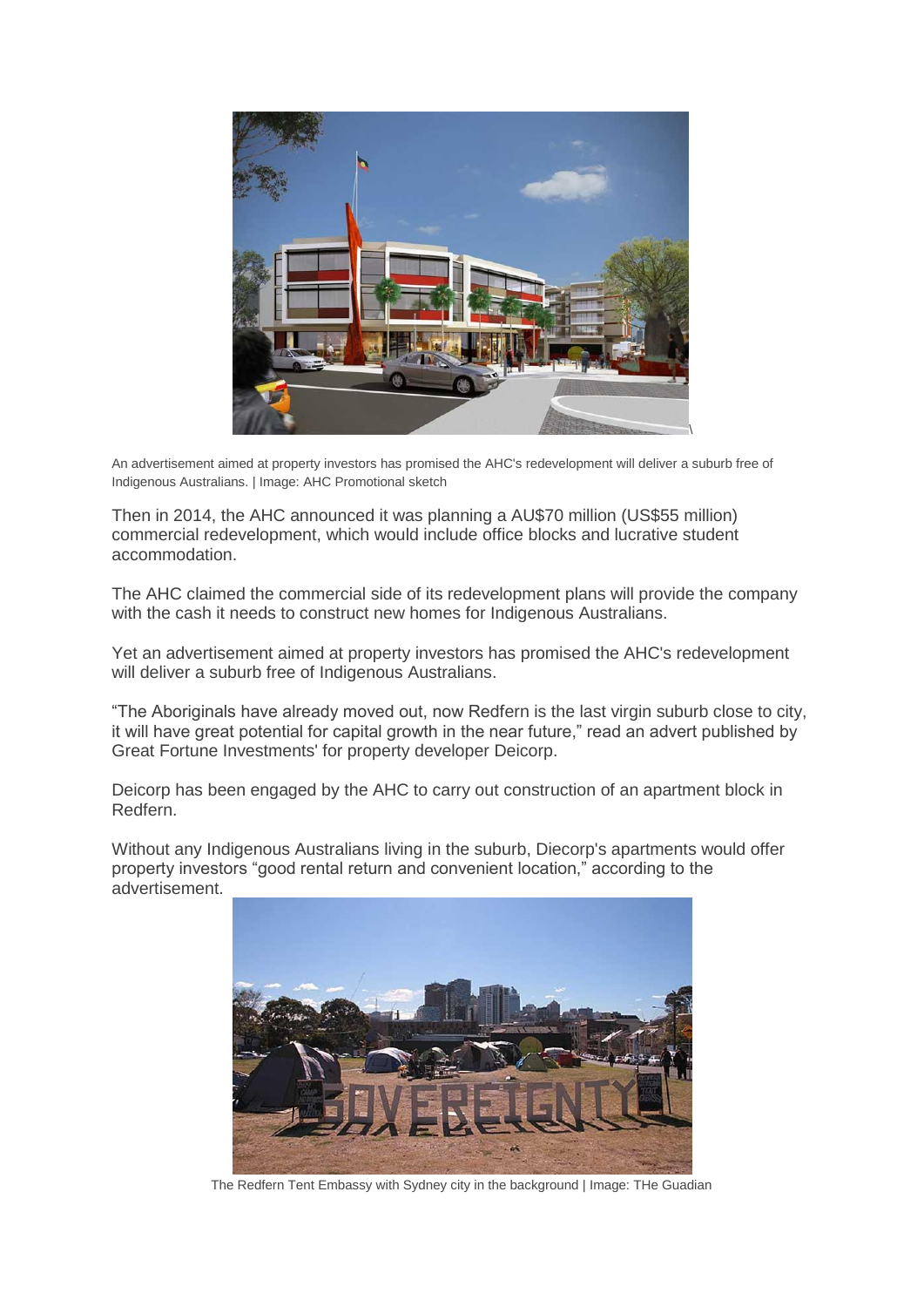An advertisement aimed at property investors has promised the AHC's redevelopment will deliver a suburb free of Indigenous Australians. | Image: AHC Promotional sketch

Then in 2014, the AHC announced it was planning a AU$70 million (US$55 million) commercial redevelopment, which would include office blocks and lucrative student accommodation.

The AHC claimed the commercial side of its redevelopment plans will provide the company with the cash it needs to construct new homes for Indigenous Australians.

Yet an advertisement aimed at property investors has promised the AHC's redevelopment will deliver a suburb free of Indigenous Australians.

“The Aboriginals have already moved out, now Redfern is the last virgin suburb close to city, it will have great potential for capital growth in the near future,” read an advert published by Great Fortune Investments' for property developer Deicorp.

Deicorp has been engaged by the AHC to carry out construction of an apartment block in Redfern.

Without any Indigenous Australians living in the suburb, Diecorp's apartments would offer property investors “good rental return and convenient location,” according to the advertisement.

The Redfern Tent Embassy with Sydney city in the background | Image: THe Guadian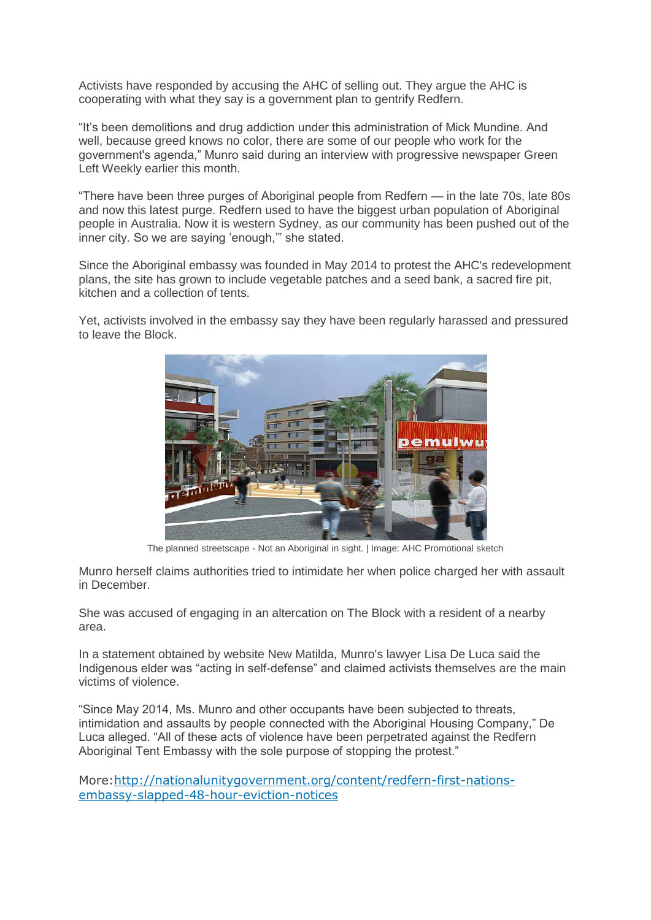Activists have responded by accusing the AHC of selling out. They argue the AHC is cooperating with what they say is a government plan to gentrify Redfern.

“It’s been demolitions and drug addiction under this administration of Mick Mundine. And well, because greed knows no color, there are some of our people who work for the government's agenda,” Munro said during an interview with progressive newspaper Green Left Weekly earlier this month.

“There have been three purges of Aboriginal people from Redfern — in the late 70s, late 80s and now this latest purge. Redfern used to have the biggest urban population of Aboriginal people in Australia. Now it is western Sydney, as our community has been pushed out of the inner city. So we are saying ’enough,’” she stated.

Since the Aboriginal embassy was founded in May 2014 to protest the AHC's redevelopment plans, the site has grown to include vegetable patches and a seed bank, a sacred fire pit, kitchen and a collection of tents.

Yet, activists involved in the embassy say they have been regularly harassed and pressured to leave the Block.

The planned streetscape - Not an Aboriginal in sight. | Image: AHC Promotional sketch

Munro herself claims authorities tried to intimidate her when police charged her with assault in December.

She was accused of engaging in an altercation on The Block with a resident of a nearby area.

In a statement obtained by website New Matilda, Munro's lawyer Lisa De Luca said the Indigenous elder was “acting in self-defense” and claimed activists themselves are the main victims of violence.

“Since May 2014, Ms. Munro and other occupants have been subjected to threats, intimidation and assaults by people connected with the Aboriginal Housing Company,” De Luca alleged. “All of these acts of violence have been perpetrated against the Redfern Aboriginal Tent Embassy with the sole purpose of stopping the protest.”

More: [http://nationalunitygovernment.org/content/redfern-first-nations-embassy-slapped-48-hour-eviction-notices](http://nationalunitygovernment.org/content/redfern-first-nations-embassy-slapped-48-hour-eviction-notices)